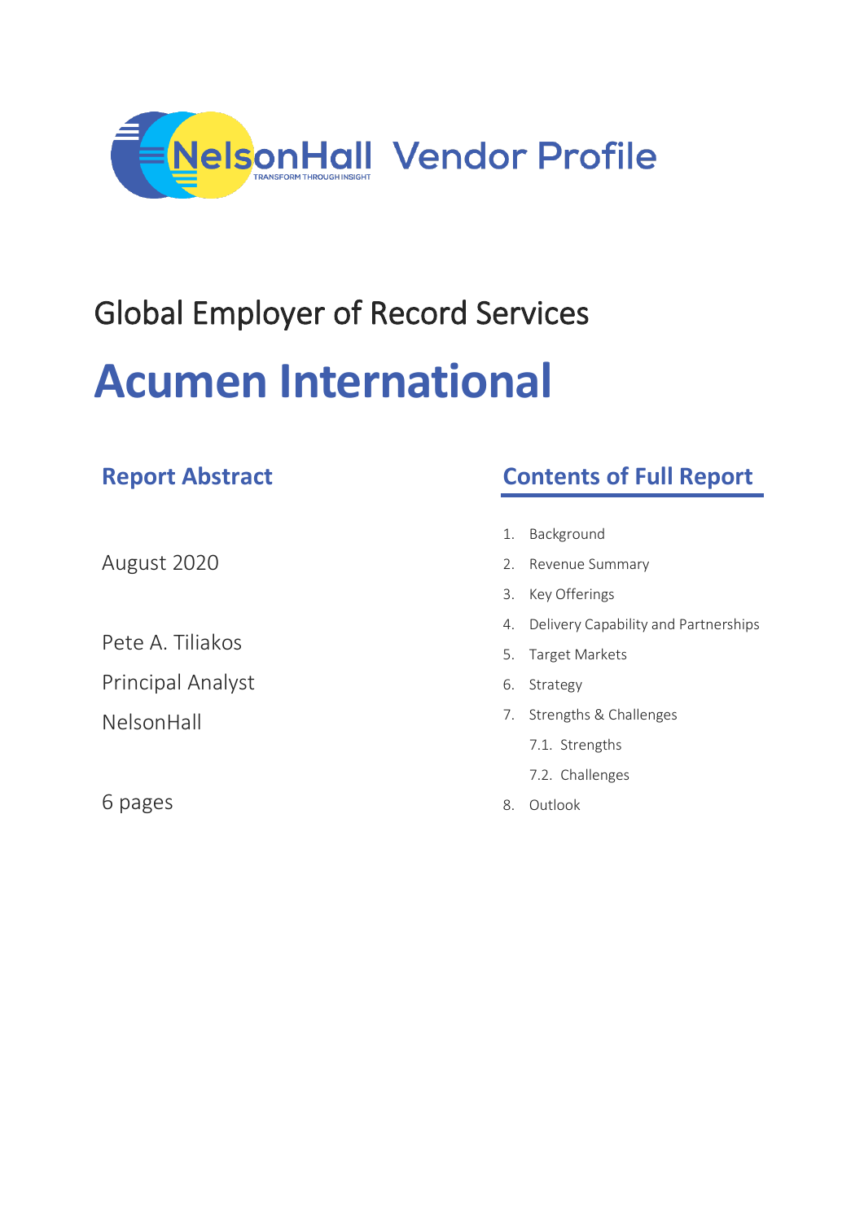NelsonHall Vendor Profile

# Global Employer of Record Services

# Acumen International

## Report Abstract

August 2020

Pete A. Tiliakos

Principal Analyst

NelsonHall

6 pages

## Contents of Full Report

1. Background
2. Revenue Summary
3. Key Offerings
4. Delivery Capability and Partnerships
5. Target Markets
6. Strategy
7. Strengths & Challenges
   - 7.1. Strengths
   - 7.2. Challenges
8. Outlook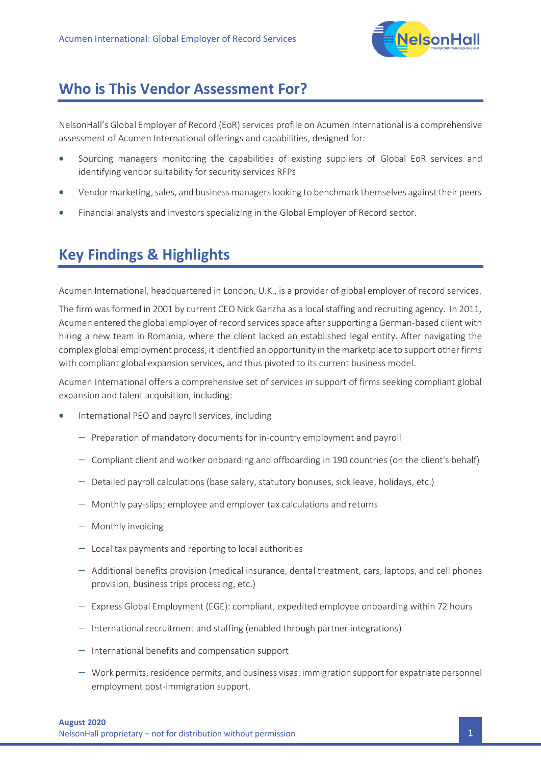## Who is This Vendor Assessment For?

NelsonHall's Global Employer of Record (EoR) services profile on Acumen International is a comprehensive assessment of Acumen International offerings and capabilities, designed for:

- Sourcing managers monitoring the capabilities of existing suppliers of Global EoR services and identifying vendor suitability for security services RFPs
- Vendor marketing, sales, and business managers looking to benchmark themselves against their peers
- Financial analysts and investors specializing in the Global Employer of Record sector.

## Key Findings & Highlights

Acumen International, headquartered in London, U.K., is a provider of global employer of record services.

The firm was formed in 2001 by current CEO Nick Ganzha as a local staffing and recruiting agency. In 2011, Acumen entered the global employer of record services space after supporting a German-based client with hiring a new team in Romania, where the client lacked an established legal entity. After navigating the complex global employment process, it identified an opportunity in the marketplace to support other firms with compliant global expansion services, and thus pivoted to its current business model.

Acumen International offers a comprehensive set of services in support of firms seeking compliant global expansion and talent acquisition, including:

- International PEO and payroll services, including
  - Preparation of mandatory documents for in-country employment and payroll
  - Compliant client and worker onboarding and offboarding in 190 countries (on the client's behalf)
  - Detailed payroll calculations (base salary, statutory bonuses, sick leave, holidays, etc.)
  - Monthly pay-slips; employee and employer tax calculations and returns
  - Monthly invoicing
  - Local tax payments and reporting to local authorities
  - Additional benefits provision (medical insurance, dental treatment, cars, laptops, and cell phones provision, business trips processing, etc.)
  - Express Global Employment (EGE): compliant, expedited employee onboarding within 72 hours
  - International recruitment and staffing (enabled through partner integrations)
  - International benefits and compensation support
  - Work permits, residence permits, and business visas: immigration support for expatriate personnel employment post-immigration support.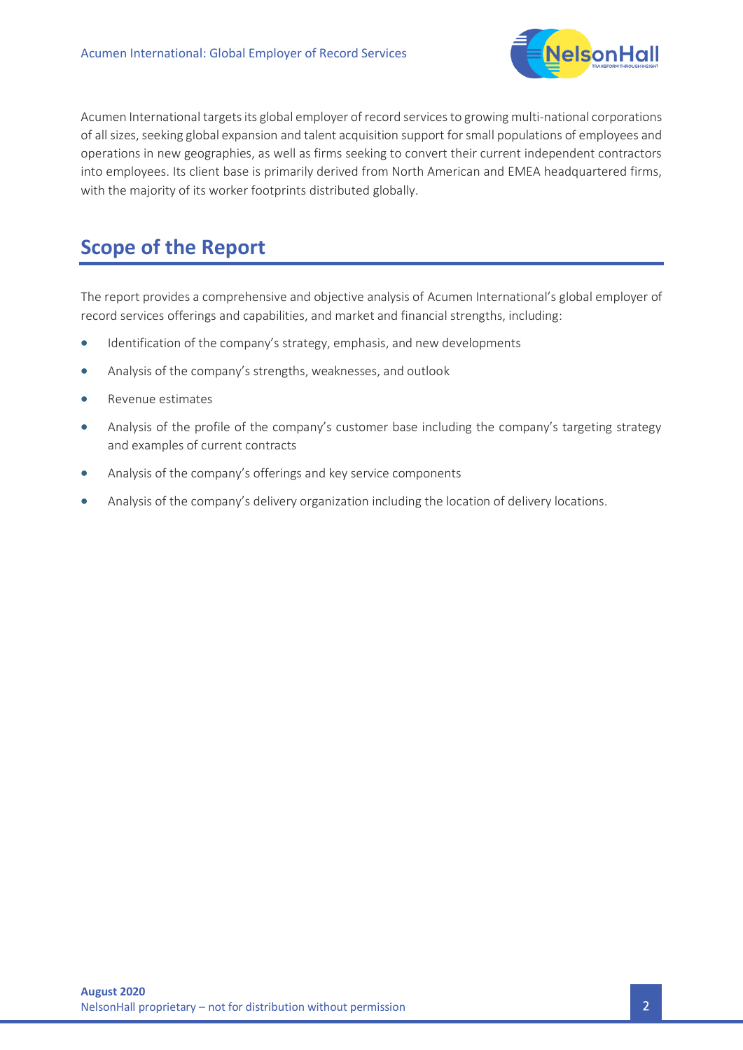Acumen International targets its global employer of record services to growing multi-national corporations of all sizes, seeking global expansion and talent acquisition support for small populations of employees and operations in new geographies, as well as firms seeking to convert their current independent contractors into employees. Its client base is primarily derived from North American and EMEA headquartered firms, with the majority of its worker footprints distributed globally.

## Scope of the Report

The report provides a comprehensive and objective analysis of Acumen International's global employer of record services offerings and capabilities, and market and financial strengths, including:

- Identification of the company's strategy, emphasis, and new developments
- Analysis of the company's strengths, weaknesses, and outlook
- Revenue estimates
- Analysis of the profile of the company's customer base including the company's targeting strategy and examples of current contracts
- Analysis of the company's offerings and key service components
- Analysis of the company's delivery organization including the location of delivery locations.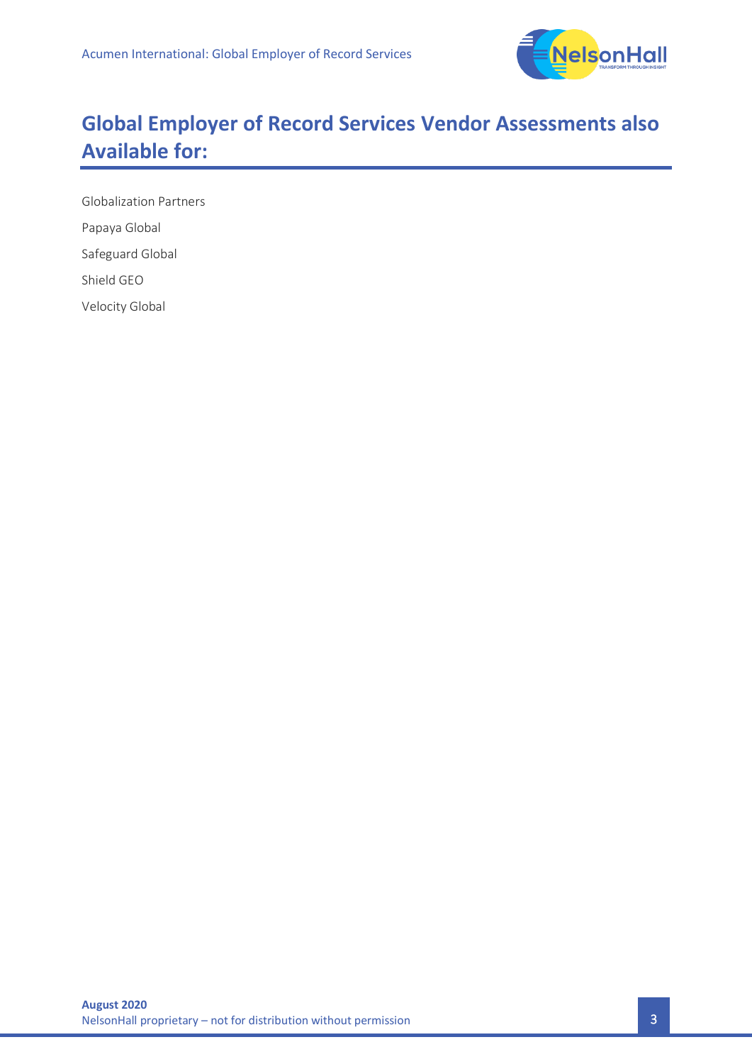# Global Employer of Record Services Vendor Assessments also Available for:

Globalization Partners

Papaya Global

Safeguard Global

Shield GEO

Velocity Global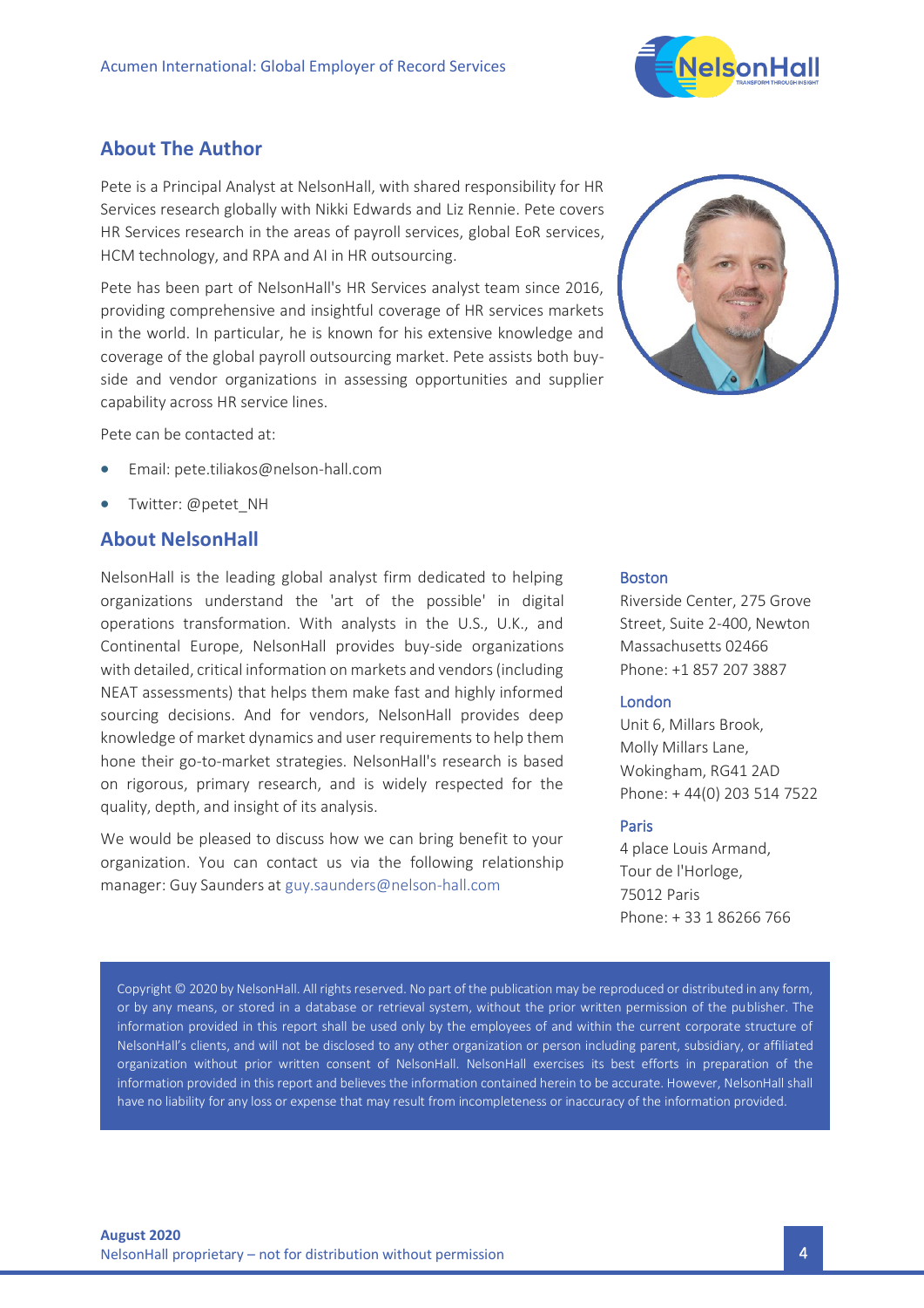## About The Author

Pete is a Principal Analyst at NelsonHall, with shared responsibility for HR Services research globally with Nikki Edwards and Liz Rennie. Pete covers HR Services research in the areas of payroll services, global EoR services, HCM technology, and RPA and AI in HR outsourcing.

Pete has been part of NelsonHall's HR Services analyst team since 2016, providing comprehensive and insightful coverage of HR services markets in the world. In particular, he is known for his extensive knowledge and coverage of the global payroll outsourcing market. Pete assists both buy-side and vendor organizations in assessing opportunities and supplier capability across HR service lines.

Pete can be contacted at:

- Email: pete.tiliakos@nelson-hall.com
- Twitter: @petet_NH

## About NelsonHall

NelsonHall is the leading global analyst firm dedicated to helping organizations understand the 'art of the possible' in digital operations transformation. With analysts in the U.S., U.K., and Continental Europe, NelsonHall provides buy-side organizations with detailed, critical information on markets and vendors (including NEAT assessments) that helps them make fast and highly informed sourcing decisions. And for vendors, NelsonHall provides deep knowledge of market dynamics and user requirements to help them hone their go-to-market strategies. NelsonHall's research is based on rigorous, primary research, and is widely respected for the quality, depth, and insight of its analysis.

We would be pleased to discuss how we can bring benefit to your organization. You can contact us via the following relationship manager: Guy Saunders at guy.saunders@nelson-hall.com

**Boston**
Riverside Center, 275 Grove Street, Suite 2-400, Newton Massachusetts 02466
Phone: +1 857 207 3887

**London**
Unit 6, Millars Brook,
Molly Millars Lane,
Wokingham, RG41 2AD
Phone: + 44(0) 203 514 7522

**Paris**
4 place Louis Armand,
Tour de l'Horloge,
75012 Paris
Phone: + 33 1 86266 766

Copyright © 2020 by NelsonHall. All rights reserved. No part of the publication may be reproduced or distributed in any form, or by any means, or stored in a database or retrieval system, without the prior written permission of the publisher. The information provided in this report shall be used only by the employees of and within the current corporate structure of NelsonHall's clients, and will not be disclosed to any other organization or person including parent, subsidiary, or affiliated organization without prior written consent of NelsonHall. NelsonHall exercises its best efforts in preparation of the information provided in this report and believes the information contained herein to be accurate. However, NelsonHall shall have no liability for any loss or expense that may result from incompleteness or inaccuracy of the information provided.